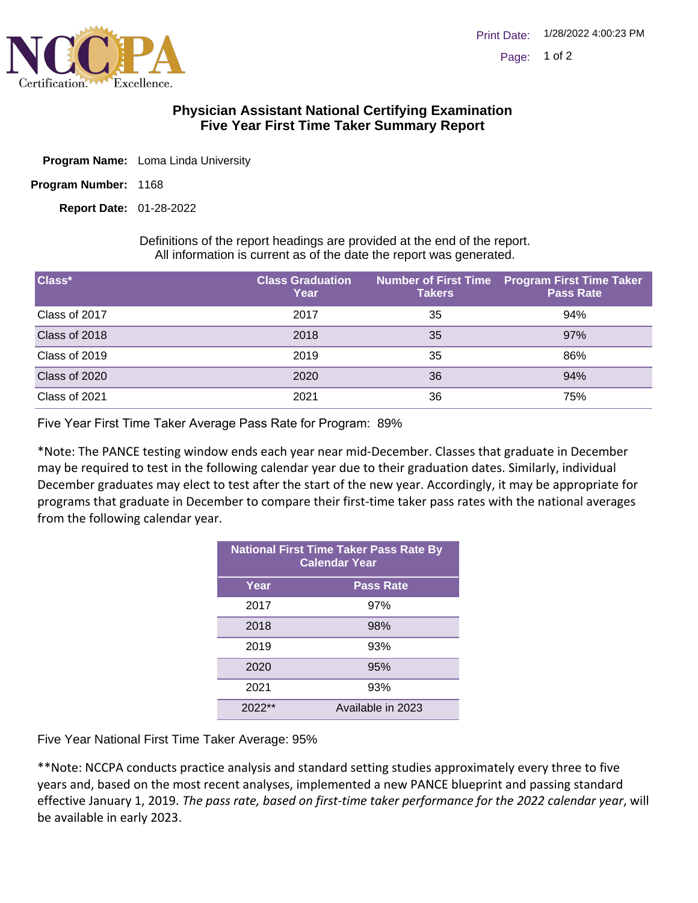# Physician Assistant National Certifying Examination
# Five Year First Time Taker Summary Report

**Program Name:** Loma Linda University

**Program Number:** 1168

**Report Date:** 01-28-2022

Definitions of the report headings are provided at the end of the report.
All information is current as of the date the report was generated.

| Class* | Class Graduation Year | Number of First Time Takers | Program First Time Taker Pass Rate |
|---|---|---|---|
| Class of 2017 | 2017 | 35 | 94% |
| Class of 2018 | 2018 | 35 | 97% |
| Class of 2019 | 2019 | 35 | 86% |
| Class of 2020 | 2020 | 36 | 94% |
| Class of 2021 | 2021 | 36 | 75% |

Five Year First Time Taker Average Pass Rate for Program: 89%

*Note: The PANCE testing window ends each year near mid-December. Classes that graduate in December may be required to test in the following calendar year due to their graduation dates. Similarly, individual December graduates may elect to test after the start of the new year. Accordingly, it may be appropriate for programs that graduate in December to compare their first-time taker pass rates with the national averages from the following calendar year.

| National First Time Taker Pass Rate By Calendar Year | |
|---|---|
| **Year** | **Pass Rate** |
| 2017 | 97% |
| 2018 | 98% |
| 2019 | 93% |
| 2020 | 95% |
| 2021 | 93% |
| 2022** | Available in 2023 |

Five Year National First Time Taker Average: 95%

**Note: NCCPA conducts practice analysis and standard setting studies approximately every three to five years and, based on the most recent analyses, implemented a new PANCE blueprint and passing standard effective January 1, 2019. *The pass rate, based on first-time taker performance for the 2022 calendar year*, will be available in early 2023.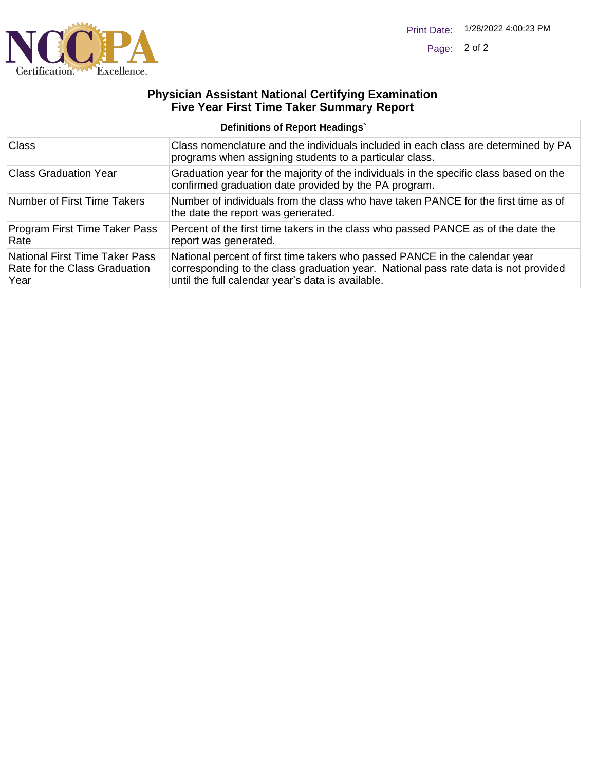**Physician Assistant National Certifying Examination**
**Five Year First Time Taker Summary Report**

| Definitions of Report Headings` | |
|---|---|
| Class | Class nomenclature and the individuals included in each class are determined by PA programs when assigning students to a particular class. |
| Class Graduation Year | Graduation year for the majority of the individuals in the specific class based on the confirmed graduation date provided by the PA program. |
| Number of First Time Takers | Number of individuals from the class who have taken PANCE for the first time as of the date the report was generated. |
| Program First Time Taker Pass Rate | Percent of the first time takers in the class who passed PANCE as of the date the report was generated. |
| National First Time Taker Pass Rate for the Class Graduation Year | National percent of first time takers who passed PANCE in the calendar year corresponding to the class graduation year. National pass rate data is not provided until the full calendar year's data is available. |